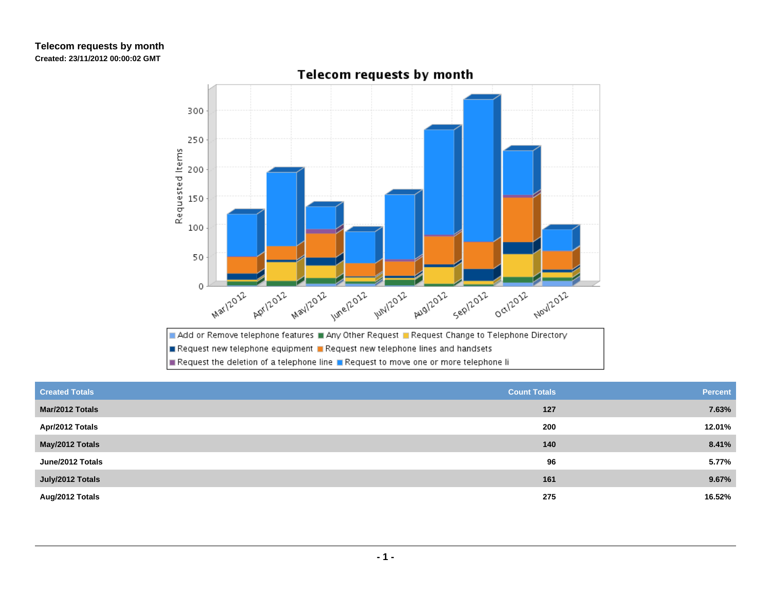# Telecom requests by month

**Created: 23/11/2012 00:00:02 GMT**

| Created Totals | Count Totals | Percent |
|---|---|---|
| Mar/2012 Totals | 127 | 7.63% |
| Apr/2012 Totals | 200 | 12.01% |
| May/2012 Totals | 140 | 8.41% |
| June/2012 Totals | 96 | 5.77% |
| July/2012 Totals | 161 | 9.67% |
| Aug/2012 Totals | 275 | 16.52% |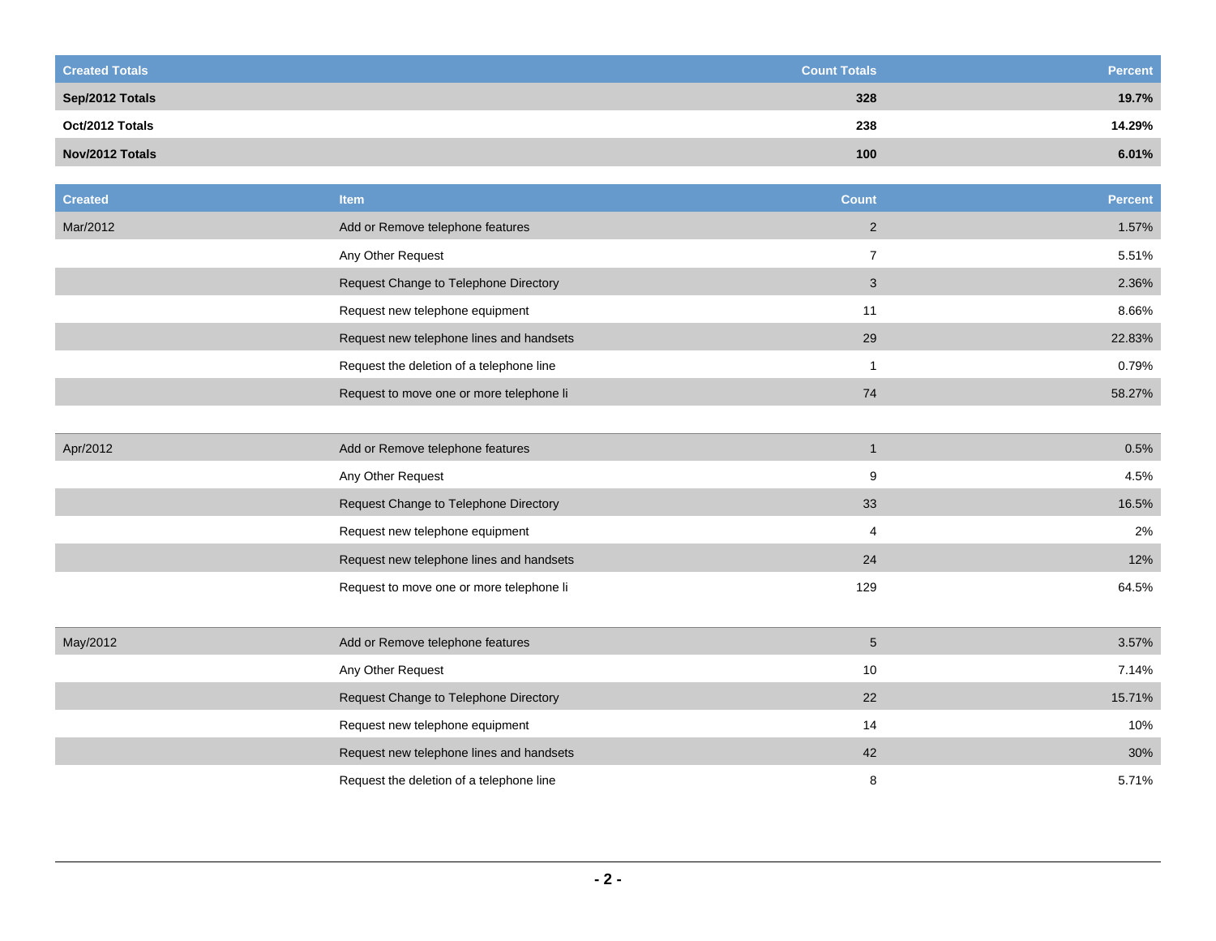| Created Totals | Count Totals | Percent |
|---|---|---|
| **Sep/2012 Totals** | **328** | **19.7%** |
| **Oct/2012 Totals** | **238** | **14.29%** |
| **Nov/2012 Totals** | **100** | **6.01%** |

| Created | Item | Count | Percent |
|---|---|---|---|
| Mar/2012 | Add or Remove telephone features | 2 | 1.57% |
| | Any Other Request | 7 | 5.51% |
| | Request Change to Telephone Directory | 3 | 2.36% |
| | Request new telephone equipment | 11 | 8.66% |
| | Request new telephone lines and handsets | 29 | 22.83% |
| | Request the deletion of a telephone line | 1 | 0.79% |
| | Request to move one or more telephone li | 74 | 58.27% |
| Apr/2012 | Add or Remove telephone features | 1 | 0.5% |
| | Any Other Request | 9 | 4.5% |
| | Request Change to Telephone Directory | 33 | 16.5% |
| | Request new telephone equipment | 4 | 2% |
| | Request new telephone lines and handsets | 24 | 12% |
| | Request to move one or more telephone li | 129 | 64.5% |
| May/2012 | Add or Remove telephone features | 5 | 3.57% |
| | Any Other Request | 10 | 7.14% |
| | Request Change to Telephone Directory | 22 | 15.71% |
| | Request new telephone equipment | 14 | 10% |
| | Request new telephone lines and handsets | 42 | 30% |
| | Request the deletion of a telephone line | 8 | 5.71% |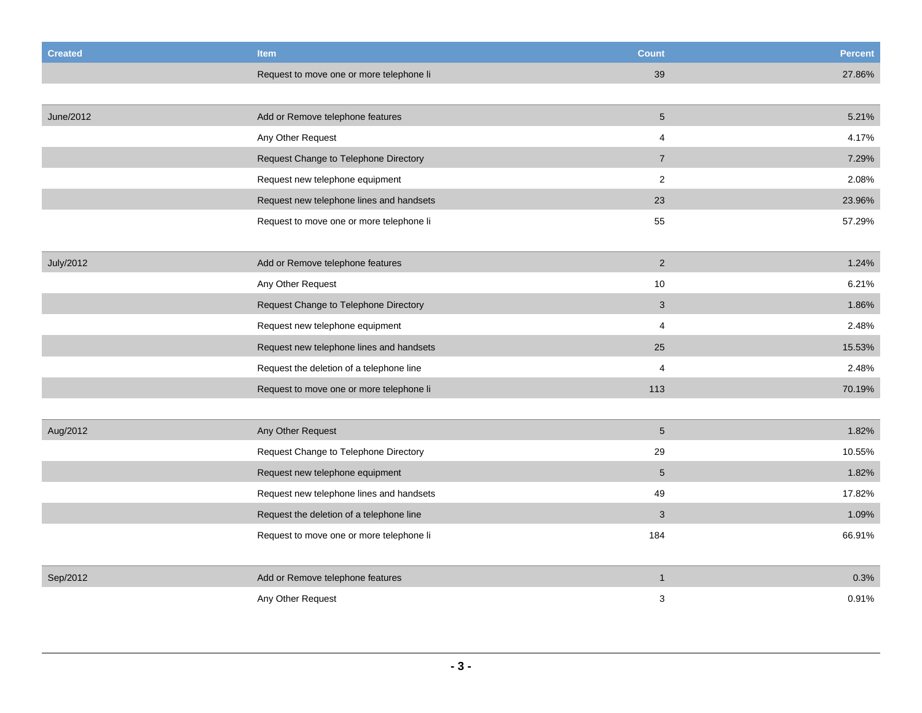| Created | Item | Count | Percent |
| --- | --- | --- | --- |
| | Request to move one or more telephone li | 39 | 27.86% |
| June/2012 | Add or Remove telephone features | 5 | 5.21% |
| | Any Other Request | 4 | 4.17% |
| | Request Change to Telephone Directory | 7 | 7.29% |
| | Request new telephone equipment | 2 | 2.08% |
| | Request new telephone lines and handsets | 23 | 23.96% |
| | Request to move one or more telephone li | 55 | 57.29% |
| July/2012 | Add or Remove telephone features | 2 | 1.24% |
| | Any Other Request | 10 | 6.21% |
| | Request Change to Telephone Directory | 3 | 1.86% |
| | Request new telephone equipment | 4 | 2.48% |
| | Request new telephone lines and handsets | 25 | 15.53% |
| | Request the deletion of a telephone line | 4 | 2.48% |
| | Request to move one or more telephone li | 113 | 70.19% |
| Aug/2012 | Any Other Request | 5 | 1.82% |
| | Request Change to Telephone Directory | 29 | 10.55% |
| | Request new telephone equipment | 5 | 1.82% |
| | Request new telephone lines and handsets | 49 | 17.82% |
| | Request the deletion of a telephone line | 3 | 1.09% |
| | Request to move one or more telephone li | 184 | 66.91% |
| Sep/2012 | Add or Remove telephone features | 1 | 0.3% |
| | Any Other Request | 3 | 0.91% |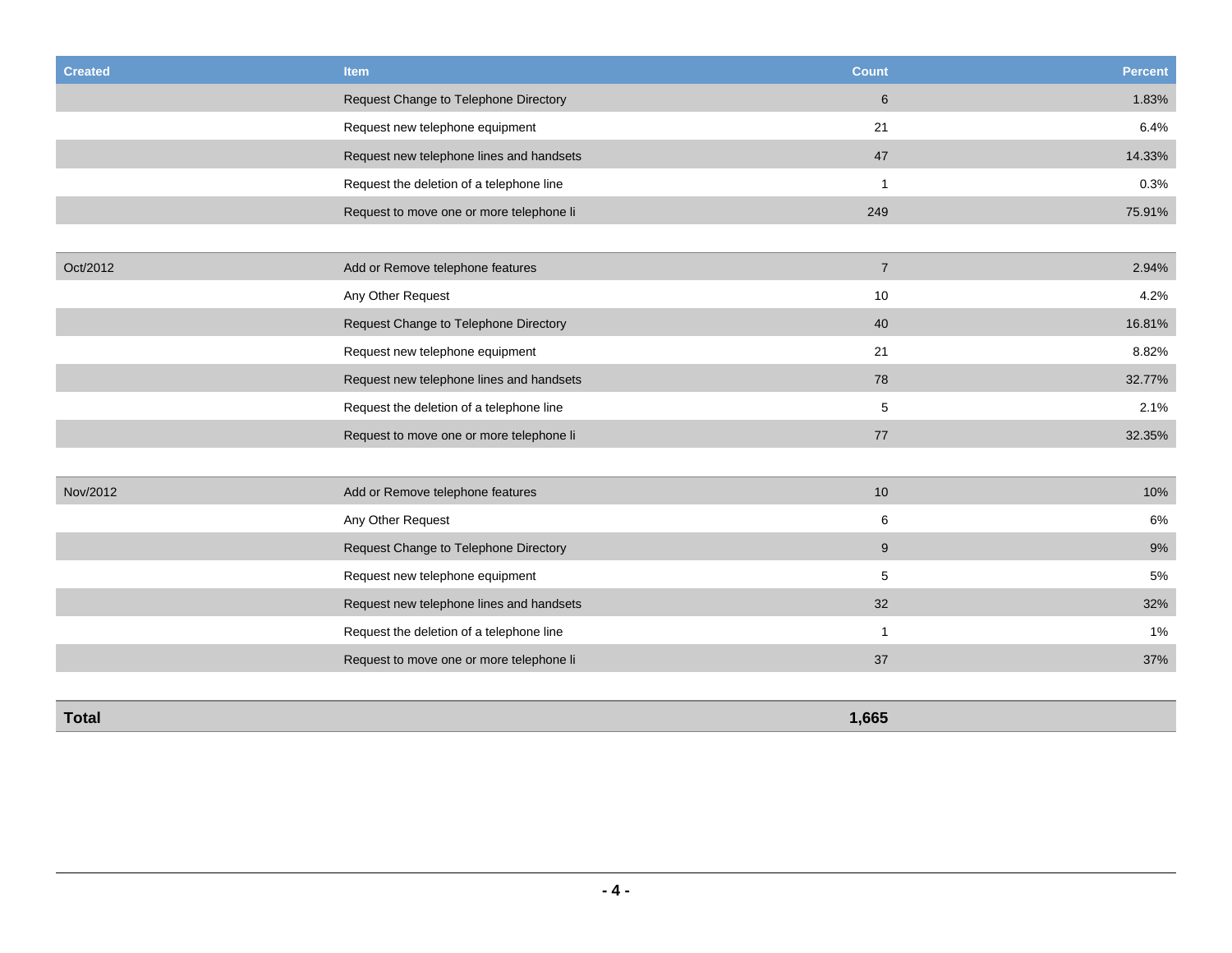| Created | Item | Count | Percent |
|---|---|---|---|
| | Request Change to Telephone Directory | 6 | 1.83% |
| | Request new telephone equipment | 21 | 6.4% |
| | Request new telephone lines and handsets | 47 | 14.33% |
| | Request the deletion of a telephone line | 1 | 0.3% |
| | Request to move one or more telephone li | 249 | 75.91% |
| | | | |
| Oct/2012 | Add or Remove telephone features | 7 | 2.94% |
| | Any Other Request | 10 | 4.2% |
| | Request Change to Telephone Directory | 40 | 16.81% |
| | Request new telephone equipment | 21 | 8.82% |
| | Request new telephone lines and handsets | 78 | 32.77% |
| | Request the deletion of a telephone line | 5 | 2.1% |
| | Request to move one or more telephone li | 77 | 32.35% |
| | | | |
| Nov/2012 | Add or Remove telephone features | 10 | 10% |
| | Any Other Request | 6 | 6% |
| | Request Change to Telephone Directory | 9 | 9% |
| | Request new telephone equipment | 5 | 5% |
| | Request new telephone lines and handsets | 32 | 32% |
| | Request the deletion of a telephone line | 1 | 1% |
| | Request to move one or more telephone li | 37 | 37% |
| | | | |
| **Total** | | **1,665** | |